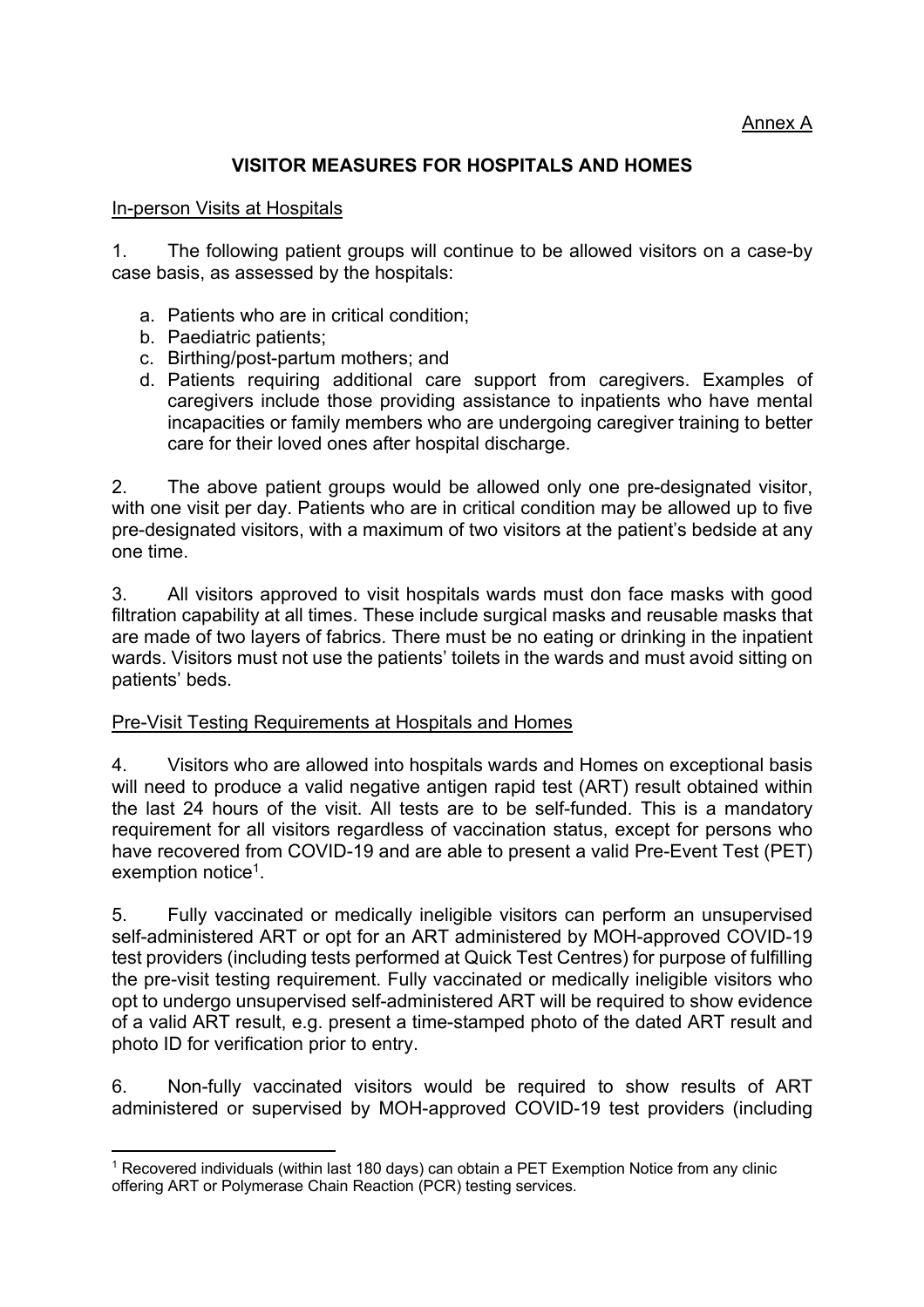Annex A

# VISITOR MEASURES FOR HOSPITALS AND HOMES

## In-person Visits at Hospitals

1. The following patient groups will continue to be allowed visitors on a case-by case basis, as assessed by the hospitals:

   a. Patients who are in critical condition;
   b. Paediatric patients;
   c. Birthing/post-partum mothers; and
   d. Patients requiring additional care support from caregivers. Examples of caregivers include those providing assistance to inpatients who have mental incapacities or family members who are undergoing caregiver training to better care for their loved ones after hospital discharge.

2. The above patient groups would be allowed only one pre-designated visitor, with one visit per day. Patients who are in critical condition may be allowed up to five pre-designated visitors, with a maximum of two visitors at the patient's bedside at any one time.

3. All visitors approved to visit hospitals wards must don face masks with good filtration capability at all times. These include surgical masks and reusable masks that are made of two layers of fabrics. There must be no eating or drinking in the inpatient wards. Visitors must not use the patients' toilets in the wards and must avoid sitting on patients' beds.

## Pre-Visit Testing Requirements at Hospitals and Homes

4. Visitors who are allowed into hospitals wards and Homes on exceptional basis will need to produce a valid negative antigen rapid test (ART) result obtained within the last 24 hours of the visit. All tests are to be self-funded. This is a mandatory requirement for all visitors regardless of vaccination status, except for persons who have recovered from COVID-19 and are able to present a valid Pre-Event Test (PET) exemption notice[1].

5. Fully vaccinated or medically ineligible visitors can perform an unsupervised self-administered ART or opt for an ART administered by MOH-approved COVID-19 test providers (including tests performed at Quick Test Centres) for purpose of fulfilling the pre-visit testing requirement. Fully vaccinated or medically ineligible visitors who opt to undergo unsupervised self-administered ART will be required to show evidence of a valid ART result, e.g. present a time-stamped photo of the dated ART result and photo ID for verification prior to entry.

6. Non-fully vaccinated visitors would be required to show results of ART administered or supervised by MOH-approved COVID-19 test providers (including

[1] Recovered individuals (within last 180 days) can obtain a PET Exemption Notice from any clinic offering ART or Polymerase Chain Reaction (PCR) testing services.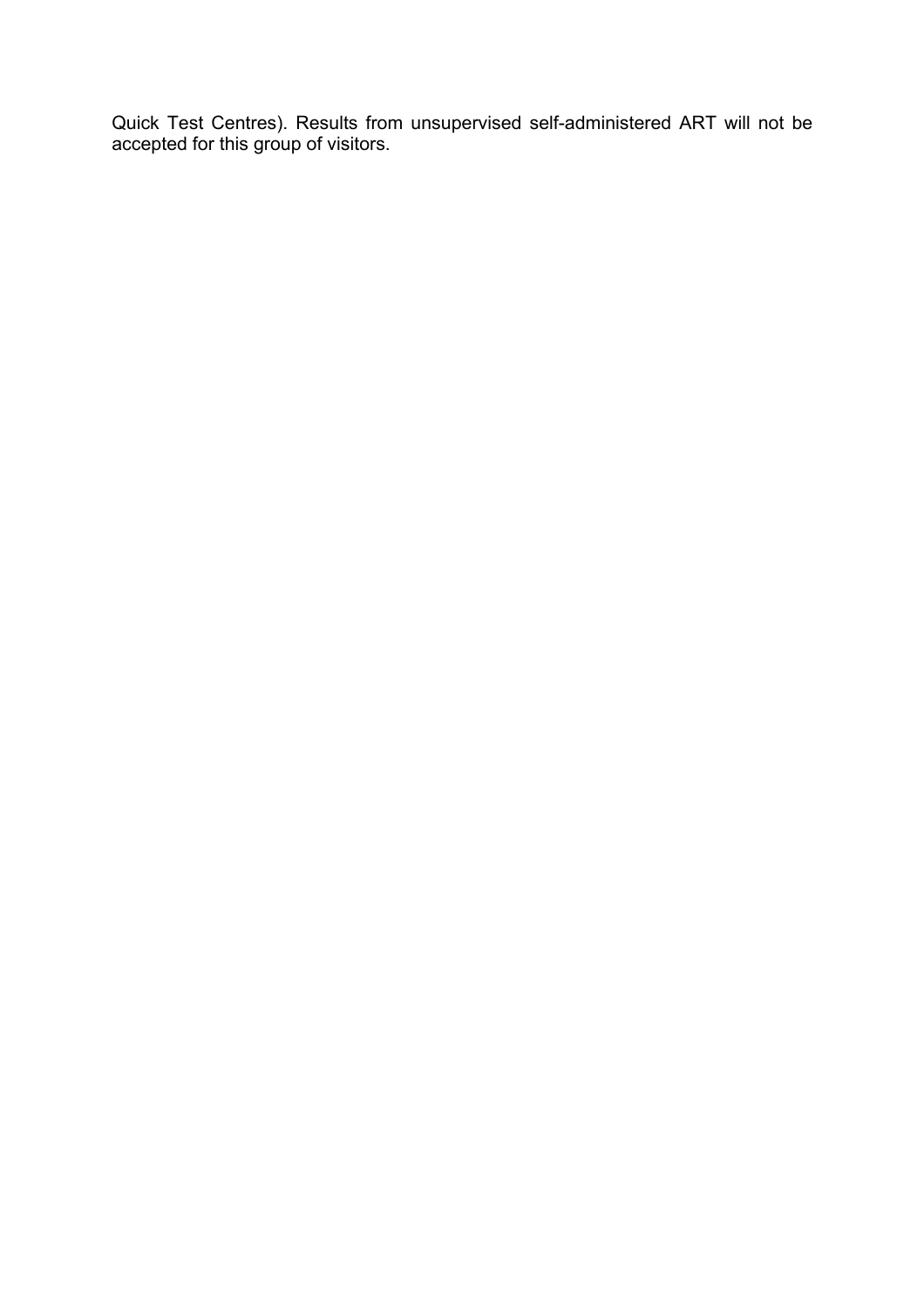Quick Test Centres). Results from unsupervised self-administered ART will not be accepted for this group of visitors.